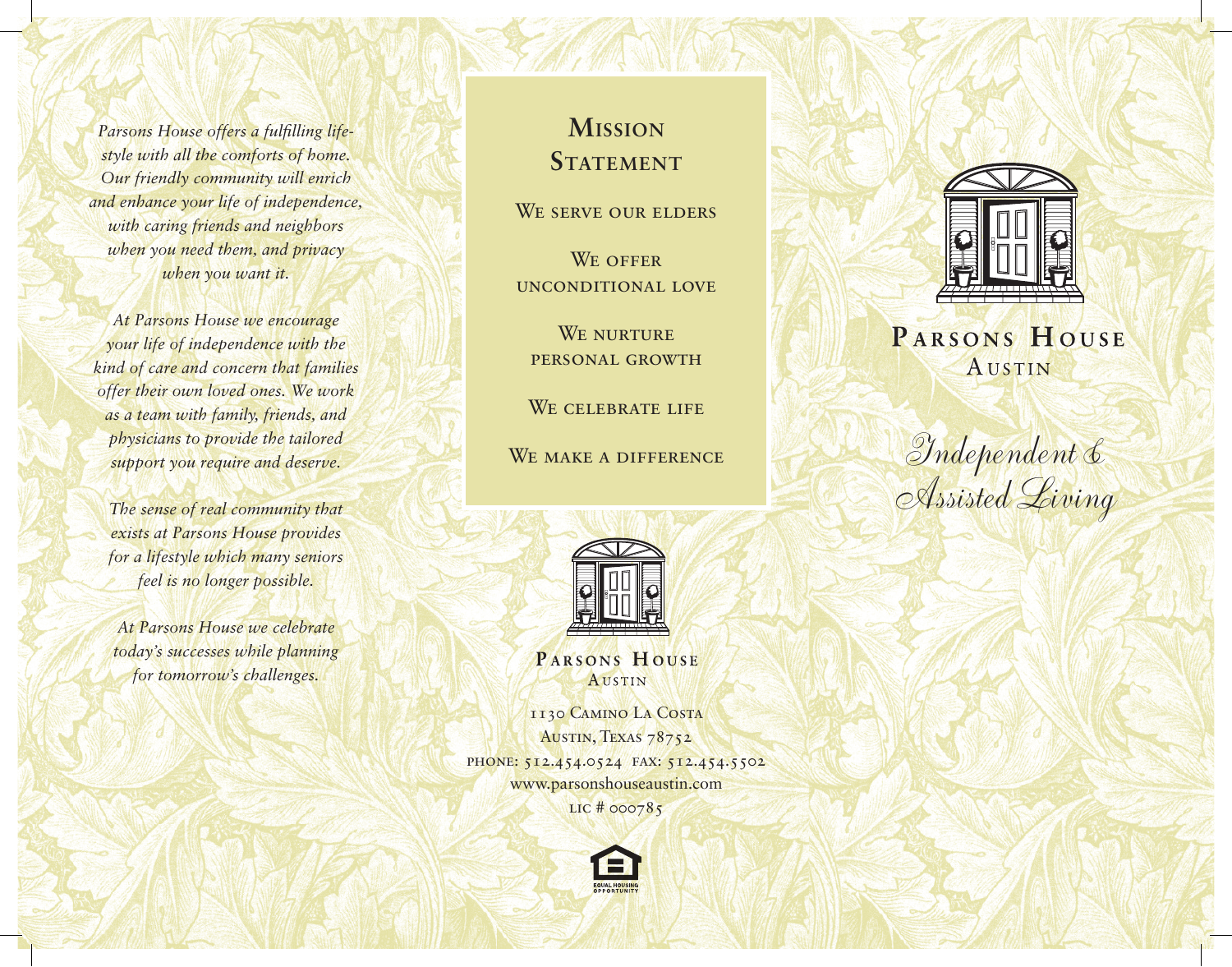*Parsons House offers a fulfilling lifestyle with all the comforts of home. Our friendly community will enrich and enhance your life of independence, with caring friends and neighbors when you need them, and privacy when you want it.*

*At Parsons House we encourage your life of independence with the kind of care and concern that families offer their own loved ones. We work as a team with family, friends, and physicians to provide the tailored support you require and deserve.*

*The sense of real community that exists at Parsons House provides for a lifestyle which many seniors feel is no longer possible.*

*At Parsons House we celebrate today's successes while planning for tomorrow's challenges.*

## Mission Statement

We serve our elders

We offer unconditional love

We nurture personal growth

We celebrate life

We make a difference

**Parsons House**
Austin

1130 Camino La Costa
Austin, Texas 78752
phone: 512.454.0524 fax: 512.454.5502
www.parsonshouseaustin.com
lic # 000785

Equal Housing Opportunity

# Parsons House
Austin

*Independent & Assisted Living*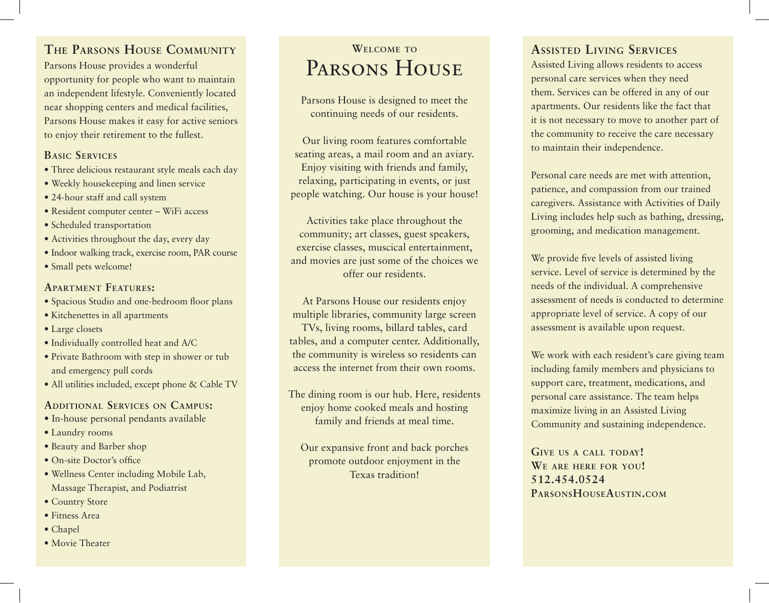## The Parsons House Community

Parsons House provides a wonderful opportunity for people who want to maintain an independent lifestyle. Conveniently located near shopping centers and medical facilities, Parsons House makes it easy for active seniors to enjoy their retirement to the fullest.

### Basic Services

- Three delicious restaurant style meals each day
- Weekly housekeeping and linen service
- 24-hour staff and call system
- Resident computer center – WiFi access
- Scheduled transportation
- Activities throughout the day, every day
- Indoor walking track, exercise room, PAR course
- Small pets welcome!

### Apartment Features:

- Spacious Studio and one-bedroom floor plans
- Kitchenettes in all apartments
- Large closets
- Individually controlled heat and A/C
- Private Bathroom with step in shower or tub and emergency pull cords
- All utilities included, except phone & Cable TV

### Additional Services on Campus:

- In-house personal pendants available
- Laundry rooms
- Beauty and Barber shop
- On-site Doctor's office
- Wellness Center including Mobile Lab, Massage Therapist, and Podiatrist
- Country Store
- Fitness Area
- Chapel
- Movie Theater

## Welcome to Parsons House

Parsons House is designed to meet the continuing needs of our residents.

Our living room features comfortable seating areas, a mail room and an aviary. Enjoy visiting with friends and family, relaxing, participating in events, or just people watching. Our house is your house!

Activities take place throughout the community; art classes, guest speakers, exercise classes, muscical entertainment, and movies are just some of the choices we offer our residents.

At Parsons House our residents enjoy multiple libraries, community large screen TVs, living rooms, billard tables, card tables, and a computer center. Additionally, the community is wireless so residents can access the internet from their own rooms.

The dining room is our hub. Here, residents enjoy home cooked meals and hosting family and friends at meal time.

Our expansive front and back porches promote outdoor enjoyment in the Texas tradition!

## Assisted Living Services

Assisted Living allows residents to access personal care services when they need them. Services can be offered in any of our apartments. Our residents like the fact that it is not necessary to move to another part of the community to receive the care necessary to maintain their independence.

Personal care needs are met with attention, patience, and compassion from our trained caregivers. Assistance with Activities of Daily Living includes help such as bathing, dressing, grooming, and medication management.

We provide five levels of assisted living service. Level of service is determined by the needs of the individual. A comprehensive assessment of needs is conducted to determine appropriate level of service. A copy of our assessment is available upon request.

We work with each resident's care giving team including family members and physicians to support care, treatment, medications, and personal care assistance. The team helps maximize living in an Assisted Living Community and sustaining independence.

**Give us a call today!**
**We are here for you!**
**512.454.0524**
**ParsonsHouseAustin.com**